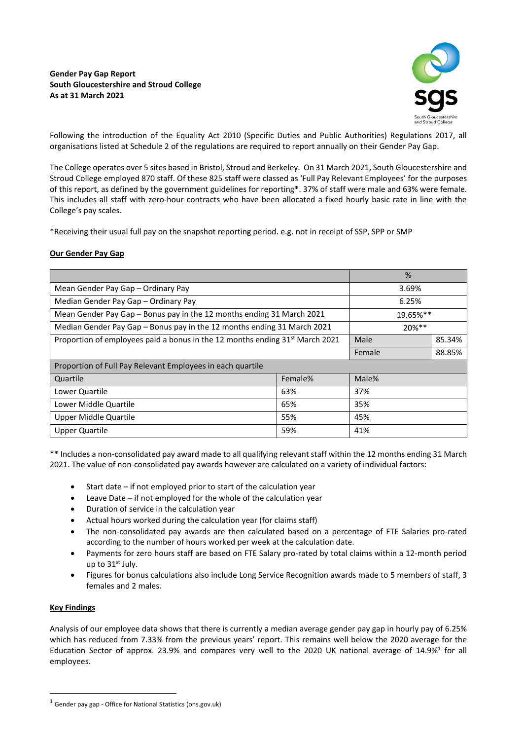**Gender Pay Gap Report**
**South Gloucestershire and Stroud College**
**As at 31 March 2021**

Following the introduction of the Equality Act 2010 (Specific Duties and Public Authorities) Regulations 2017, all organisations listed at Schedule 2 of the regulations are required to report annually on their Gender Pay Gap.

The College operates over 5 sites based in Bristol, Stroud and Berkeley. On 31 March 2021, South Gloucestershire and Stroud College employed 870 staff. Of these 825 staff were classed as 'Full Pay Relevant Employees' for the purposes of this report, as defined by the government guidelines for reporting*. 37% of staff were male and 63% were female. This includes all staff with zero-hour contracts who have been allocated a fixed hourly basic rate in line with the College's pay scales.

*Receiving their usual full pay on the snapshot reporting period. e.g. not in receipt of SSP, SPP or SMP

## Our Gender Pay Gap

| | | % | |
|---|---|---|---|
| Mean Gender Pay Gap – Ordinary Pay | | 3.69% | |
| Median Gender Pay Gap – Ordinary Pay | | 6.25% | |
| Mean Gender Pay Gap – Bonus pay in the 12 months ending 31 March 2021 | | 19.65%** | |
| Median Gender Pay Gap – Bonus pay in the 12 months ending 31 March 2021 | | 20%** | |
| Proportion of employees paid a bonus in the 12 months ending 31st March 2021 | | Male | 85.34% |
| | | Female | 88.85% |
| Proportion of Full Pay Relevant Employees in each quartile | | | |
| Quartile | Female% | Male% | |
| Lower Quartile | 63% | 37% | |
| Lower Middle Quartile | 65% | 35% | |
| Upper Middle Quartile | 55% | 45% | |
| Upper Quartile | 59% | 41% | |

** Includes a non-consolidated pay award made to all qualifying relevant staff within the 12 months ending 31 March 2021. The value of non-consolidated pay awards however are calculated on a variety of individual factors:

- Start date – if not employed prior to start of the calculation year
- Leave Date – if not employed for the whole of the calculation year
- Duration of service in the calculation year
- Actual hours worked during the calculation year (for claims staff)
- The non-consolidated pay awards are then calculated based on a percentage of FTE Salaries pro-rated according to the number of hours worked per week at the calculation date.
- Payments for zero hours staff are based on FTE Salary pro-rated by total claims within a 12-month period up to 31st July.
- Figures for bonus calculations also include Long Service Recognition awards made to 5 members of staff, 3 females and 2 males.

## Key Findings

Analysis of our employee data shows that there is currently a median average gender pay gap in hourly pay of 6.25% which has reduced from 7.33% from the previous years' report. This remains well below the 2020 average for the Education Sector of approx. 23.9% and compares very well to the 2020 UK national average of 14.9%[1] for all employees.

[1] Gender pay gap - Office for National Statistics (ons.gov.uk)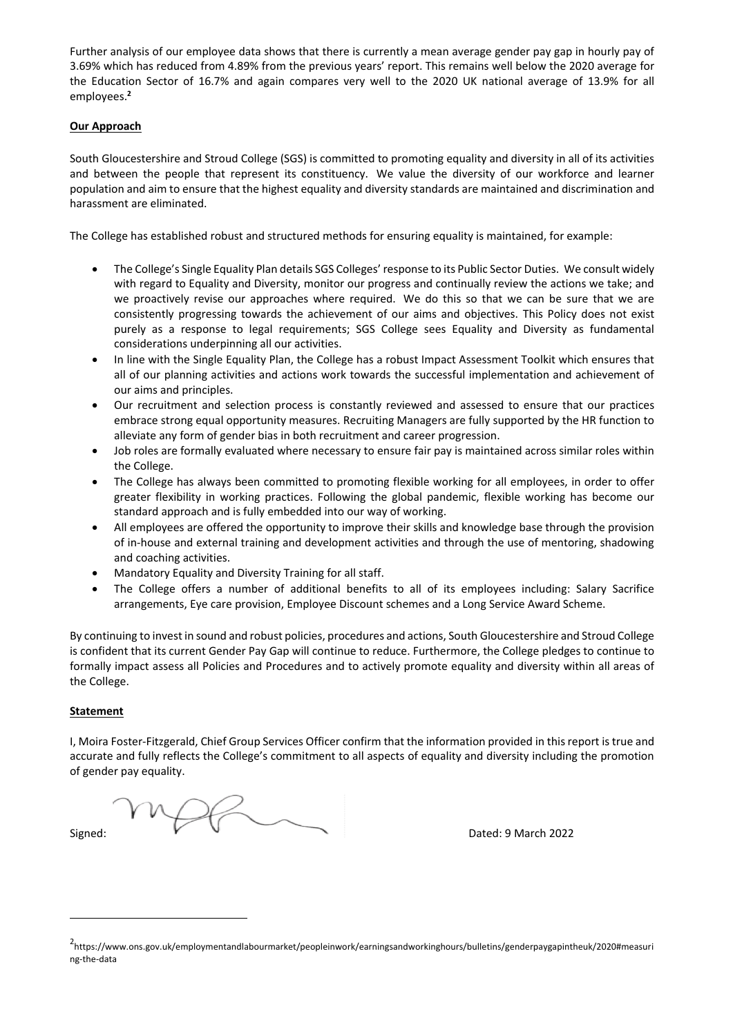Further analysis of our employee data shows that there is currently a mean average gender pay gap in hourly pay of 3.69% which has reduced from 4.89% from the previous years' report. This remains well below the 2020 average for the Education Sector of 16.7% and again compares very well to the 2020 UK national average of 13.9% for all employees.[2]

**Our Approach**

South Gloucestershire and Stroud College (SGS) is committed to promoting equality and diversity in all of its activities and between the people that represent its constituency. We value the diversity of our workforce and learner population and aim to ensure that the highest equality and diversity standards are maintained and discrimination and harassment are eliminated.

The College has established robust and structured methods for ensuring equality is maintained, for example:

- The College's Single Equality Plan details SGS Colleges' response to its Public Sector Duties. We consult widely with regard to Equality and Diversity, monitor our progress and continually review the actions we take; and we proactively revise our approaches where required. We do this so that we can be sure that we are consistently progressing towards the achievement of our aims and objectives. This Policy does not exist purely as a response to legal requirements; SGS College sees Equality and Diversity as fundamental considerations underpinning all our activities.
- In line with the Single Equality Plan, the College has a robust Impact Assessment Toolkit which ensures that all of our planning activities and actions work towards the successful implementation and achievement of our aims and principles.
- Our recruitment and selection process is constantly reviewed and assessed to ensure that our practices embrace strong equal opportunity measures. Recruiting Managers are fully supported by the HR function to alleviate any form of gender bias in both recruitment and career progression.
- Job roles are formally evaluated where necessary to ensure fair pay is maintained across similar roles within the College.
- The College has always been committed to promoting flexible working for all employees, in order to offer greater flexibility in working practices. Following the global pandemic, flexible working has become our standard approach and is fully embedded into our way of working.
- All employees are offered the opportunity to improve their skills and knowledge base through the provision of in-house and external training and development activities and through the use of mentoring, shadowing and coaching activities.
- Mandatory Equality and Diversity Training for all staff.
- The College offers a number of additional benefits to all of its employees including: Salary Sacrifice arrangements, Eye care provision, Employee Discount schemes and a Long Service Award Scheme.

By continuing to invest in sound and robust policies, procedures and actions, South Gloucestershire and Stroud College is confident that its current Gender Pay Gap will continue to reduce. Furthermore, the College pledges to continue to formally impact assess all Policies and Procedures and to actively promote equality and diversity within all areas of the College.

**Statement**

I, Moira Foster-Fitzgerald, Chief Group Services Officer confirm that the information provided in this report is true and accurate and fully reflects the College's commitment to all aspects of equality and diversity including the promotion of gender pay equality.

Signed: Dated: 9 March 2022

[2] https://www.ons.gov.uk/employmentandlabourmarket/peopleinwork/earningsandworkinghours/bulletins/genderpaygapintheuk/2020#measuring-the-data